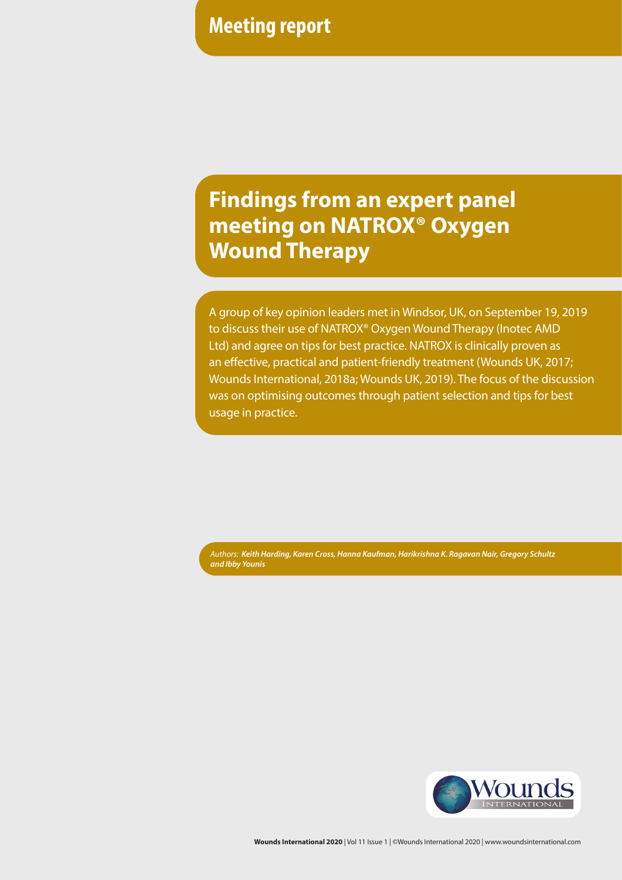Meeting report

# Findings from an expert panel meeting on NATROX® Oxygen Wound Therapy

A group of key opinion leaders met in Windsor, UK, on September 19, 2019 to discuss their use of NATROX® Oxygen Wound Therapy (Inotec AMD Ltd) and agree on tips for best practice. NATROX is clinically proven as an effective, practical and patient-friendly treatment (Wounds UK, 2017; Wounds International, 2018a; Wounds UK, 2019). The focus of the discussion was on optimising outcomes through patient selection and tips for best usage in practice.

*Authors:* ***Keith Harding, Karen Cross, Hanna Kaufman, Harikrishna K. Ragavan Nair, Gregory Schultz and Ibby Younis***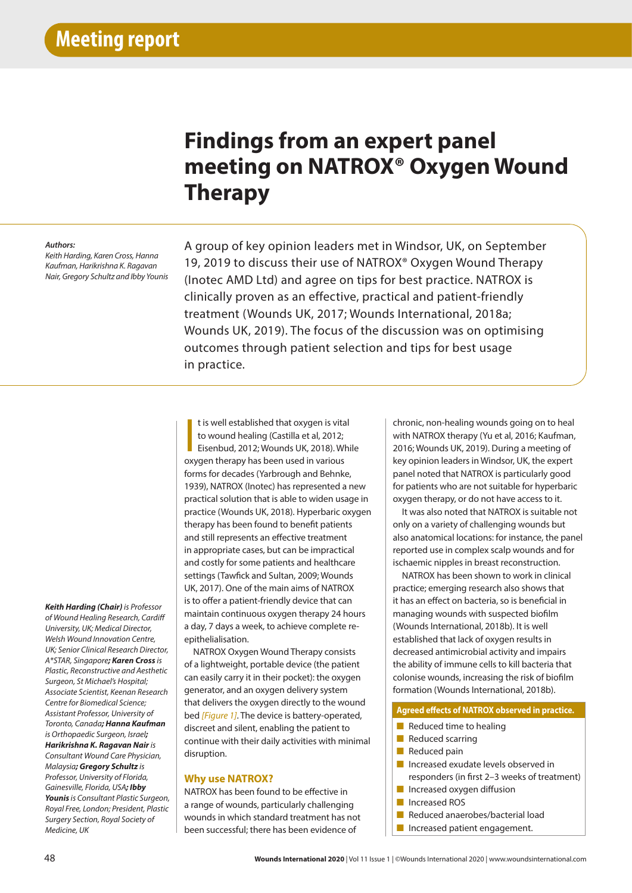# Findings from an expert panel meeting on NATROX® Oxygen Wound Therapy

*Authors:*
*Keith Harding, Karen Cross, Hanna Kaufman, Harikrishna K. Ragavan Nair, Gregory Schultz and Ibby Younis*

A group of key opinion leaders met in Windsor, UK, on September 19, 2019 to discuss their use of NATROX® Oxygen Wound Therapy (Inotec AMD Ltd) and agree on tips for best practice. NATROX is clinically proven as an effective, practical and patient-friendly treatment (Wounds UK, 2017; Wounds International, 2018a; Wounds UK, 2019). The focus of the discussion was on optimising outcomes through patient selection and tips for best usage in practice.

***Keith Harding (Chair)** is Professor of Wound Healing Research, Cardiff University, UK; Medical Director, Welsh Wound Innovation Centre, UK; Senior Clinical Research Director, A\*STAR, Singapore**; Karen Cross** is Plastic, Reconstructive and Aesthetic Surgeon, St Michael's Hospital; Associate Scientist, Keenan Research Centre for Biomedical Science; Assistant Professor, University of Toronto, Canada**; Hanna Kaufman** is Orthopaedic Surgeon, Israel**; Harikrishna K. Ragavan Nair** is Consultant Wound Care Physician, Malaysia**; Gregory Schultz** is Professor, University of Florida, Gainesville, Florida, USA**; Ibby Younis** is Consultant Plastic Surgeon, Royal Free, London; President, Plastic Surgery Section, Royal Society of Medicine, UK*

It is well established that oxygen is vital to wound healing (Castilla et al, 2012; Eisenbud, 2012; Wounds UK, 2018). While oxygen therapy has been used in various forms for decades (Yarbrough and Behnke, 1939), NATROX (Inotec) has represented a new practical solution that is able to widen usage in practice (Wounds UK, 2018). Hyperbaric oxygen therapy has been found to benefit patients and still represents an effective treatment in appropriate cases, but can be impractical and costly for some patients and healthcare settings (Tawfick and Sultan, 2009; Wounds UK, 2017). One of the main aims of NATROX is to offer a patient-friendly device that can maintain continuous oxygen therapy 24 hours a day, 7 days a week, to achieve complete re-epithelialisation.

NATROX Oxygen Wound Therapy consists of a lightweight, portable device (the patient can easily carry it in their pocket): the oxygen generator, and an oxygen delivery system that delivers the oxygen directly to the wound bed *[Figure 1]*. The device is battery-operated, discreet and silent, enabling the patient to continue with their daily activities with minimal disruption.

## Why use NATROX?

NATROX has been found to be effective in a range of wounds, particularly challenging wounds in which standard treatment has not been successful; there has been evidence of chronic, non-healing wounds going on to heal with NATROX therapy (Yu et al, 2016; Kaufman, 2016; Wounds UK, 2019). During a meeting of key opinion leaders in Windsor, UK, the expert panel noted that NATROX is particularly good for patients who are not suitable for hyperbaric oxygen therapy, or do not have access to it.

It was also noted that NATROX is suitable not only on a variety of challenging wounds but also anatomical locations: for instance, the panel reported use in complex scalp wounds and for ischaemic nipples in breast reconstruction.

NATROX has been shown to work in clinical practice; emerging research also shows that it has an effect on bacteria, so is beneficial in managing wounds with suspected biofilm (Wounds International, 2018b). It is well established that lack of oxygen results in decreased antimicrobial activity and impairs the ability of immune cells to kill bacteria that colonise wounds, increasing the risk of biofilm formation (Wounds International, 2018b).

**Agreed effects of NATROX observed in practice.**

- Reduced time to healing
- Reduced scarring
- Reduced pain
- Increased exudate levels observed in responders (in first 2–3 weeks of treatment)
- Increased oxygen diffusion
- Increased ROS
- Reduced anaerobes/bacterial load
- Increased patient engagement.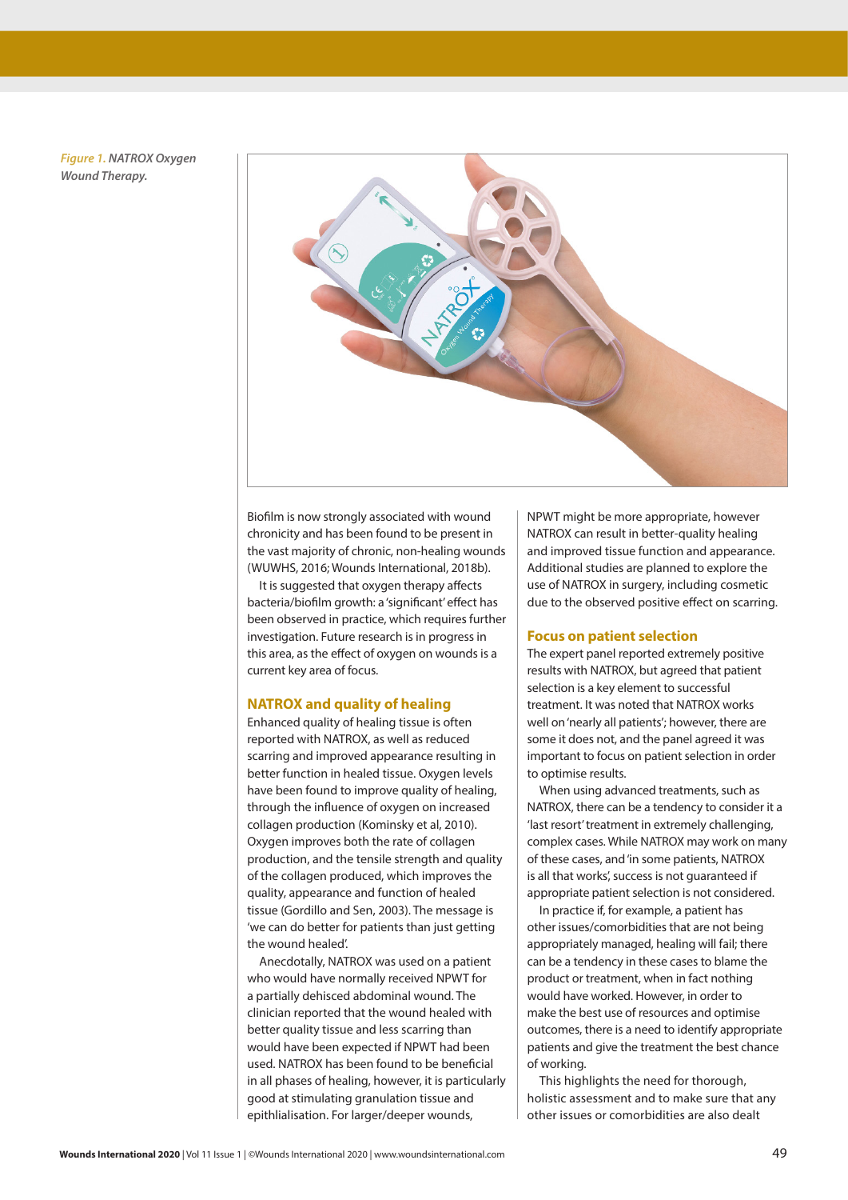*Figure 1. NATROX Oxygen Wound Therapy.*

Biofilm is now strongly associated with wound chronicity and has been found to be present in the vast majority of chronic, non-healing wounds (WUWHS, 2016; Wounds International, 2018b).

It is suggested that oxygen therapy affects bacteria/biofilm growth: a 'significant' effect has been observed in practice, which requires further investigation. Future research is in progress in this area, as the effect of oxygen on wounds is a current key area of focus.

## NATROX and quality of healing

Enhanced quality of healing tissue is often reported with NATROX, as well as reduced scarring and improved appearance resulting in better function in healed tissue. Oxygen levels have been found to improve quality of healing, through the influence of oxygen on increased collagen production (Kominsky et al, 2010). Oxygen improves both the rate of collagen production, and the tensile strength and quality of the collagen produced, which improves the quality, appearance and function of healed tissue (Gordillo and Sen, 2003). The message is 'we can do better for patients than just getting the wound healed'.

Anecdotally, NATROX was used on a patient who would have normally received NPWT for a partially dehisced abdominal wound. The clinician reported that the wound healed with better quality tissue and less scarring than would have been expected if NPWT had been used. NATROX has been found to be beneficial in all phases of healing, however, it is particularly good at stimulating granulation tissue and epithlialisation. For larger/deeper wounds, NPWT might be more appropriate, however NATROX can result in better-quality healing and improved tissue function and appearance. Additional studies are planned to explore the use of NATROX in surgery, including cosmetic due to the observed positive effect on scarring.

## Focus on patient selection

The expert panel reported extremely positive results with NATROX, but agreed that patient selection is a key element to successful treatment. It was noted that NATROX works well on 'nearly all patients'; however, there are some it does not, and the panel agreed it was important to focus on patient selection in order to optimise results.

When using advanced treatments, such as NATROX, there can be a tendency to consider it a 'last resort' treatment in extremely challenging, complex cases. While NATROX may work on many of these cases, and 'in some patients, NATROX is all that works', success is not guaranteed if appropriate patient selection is not considered.

In practice if, for example, a patient has other issues/comorbidities that are not being appropriately managed, healing will fail; there can be a tendency in these cases to blame the product or treatment, when in fact nothing would have worked. However, in order to make the best use of resources and optimise outcomes, there is a need to identify appropriate patients and give the treatment the best chance of working.

This highlights the need for thorough, holistic assessment and to make sure that any other issues or comorbidities are also dealt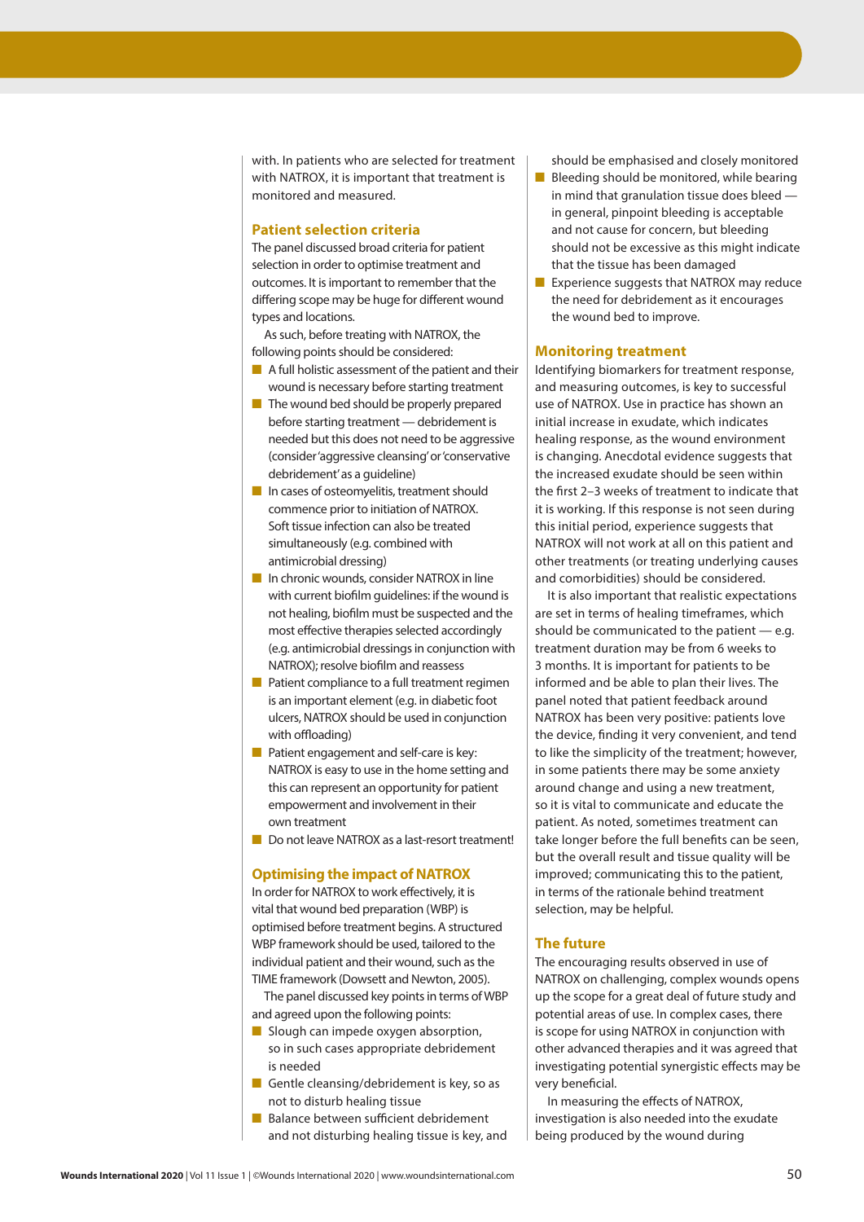with. In patients who are selected for treatment with NATROX, it is important that treatment is monitored and measured.

## Patient selection criteria

The panel discussed broad criteria for patient selection in order to optimise treatment and outcomes. It is important to remember that the differing scope may be huge for different wound types and locations.

As such, before treating with NATROX, the following points should be considered:

- A full holistic assessment of the patient and their wound is necessary before starting treatment
- The wound bed should be properly prepared before starting treatment — debridement is needed but this does not need to be aggressive (consider 'aggressive cleansing' or 'conservative debridement' as a guideline)
- In cases of osteomyelitis, treatment should commence prior to initiation of NATROX. Soft tissue infection can also be treated simultaneously (e.g. combined with antimicrobial dressing)
- In chronic wounds, consider NATROX in line with current biofilm guidelines: if the wound is not healing, biofilm must be suspected and the most effective therapies selected accordingly (e.g. antimicrobial dressings in conjunction with NATROX); resolve biofilm and reassess
- Patient compliance to a full treatment regimen is an important element (e.g. in diabetic foot ulcers, NATROX should be used in conjunction with offloading)
- Patient engagement and self-care is key: NATROX is easy to use in the home setting and this can represent an opportunity for patient empowerment and involvement in their own treatment
- Do not leave NATROX as a last-resort treatment!

## Optimising the impact of NATROX

In order for NATROX to work effectively, it is vital that wound bed preparation (WBP) is optimised before treatment begins. A structured WBP framework should be used, tailored to the individual patient and their wound, such as the TIME framework (Dowsett and Newton, 2005).

The panel discussed key points in terms of WBP and agreed upon the following points:

- Slough can impede oxygen absorption, so in such cases appropriate debridement is needed
- Gentle cleansing/debridement is key, so as not to disturb healing tissue
- Balance between sufficient debridement and not disturbing healing tissue is key, and should be emphasised and closely monitored
- Bleeding should be monitored, while bearing in mind that granulation tissue does bleed — in general, pinpoint bleeding is acceptable and not cause for concern, but bleeding should not be excessive as this might indicate that the tissue has been damaged
- Experience suggests that NATROX may reduce the need for debridement as it encourages the wound bed to improve.

## Monitoring treatment

Identifying biomarkers for treatment response, and measuring outcomes, is key to successful use of NATROX. Use in practice has shown an initial increase in exudate, which indicates healing response, as the wound environment is changing. Anecdotal evidence suggests that the increased exudate should be seen within the first 2–3 weeks of treatment to indicate that it is working. If this response is not seen during this initial period, experience suggests that NATROX will not work at all on this patient and other treatments (or treating underlying causes and comorbidities) should be considered.

It is also important that realistic expectations are set in terms of healing timeframes, which should be communicated to the patient — e.g. treatment duration may be from 6 weeks to 3 months. It is important for patients to be informed and be able to plan their lives. The panel noted that patient feedback around NATROX has been very positive: patients love the device, finding it very convenient, and tend to like the simplicity of the treatment; however, in some patients there may be some anxiety around change and using a new treatment, so it is vital to communicate and educate the patient. As noted, sometimes treatment can take longer before the full benefits can be seen, but the overall result and tissue quality will be improved; communicating this to the patient, in terms of the rationale behind treatment selection, may be helpful.

## The future

The encouraging results observed in use of NATROX on challenging, complex wounds opens up the scope for a great deal of future study and potential areas of use. In complex cases, there is scope for using NATROX in conjunction with other advanced therapies and it was agreed that investigating potential synergistic effects may be very beneficial.

In measuring the effects of NATROX, investigation is also needed into the exudate being produced by the wound during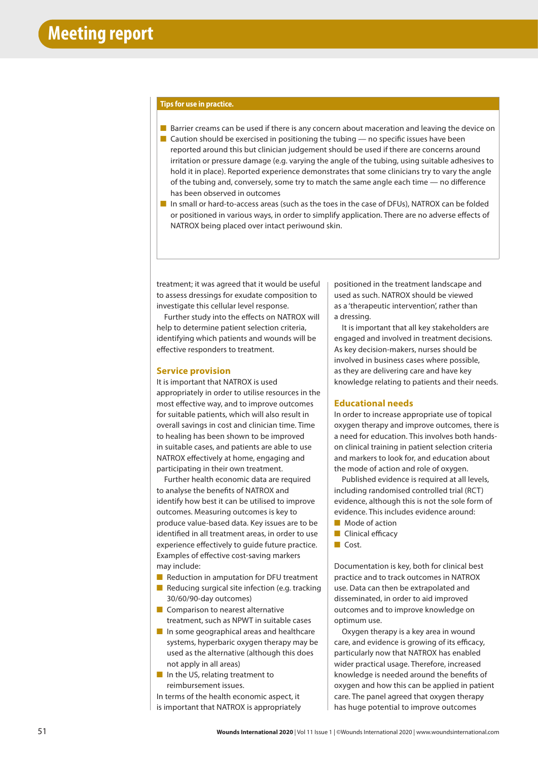**Tips for use in practice.**

- Barrier creams can be used if there is any concern about maceration and leaving the device on
- Caution should be exercised in positioning the tubing — no specific issues have been reported around this but clinician judgement should be used if there are concerns around irritation or pressure damage (e.g. varying the angle of the tubing, using suitable adhesives to hold it in place). Reported experience demonstrates that some clinicians try to vary the angle of the tubing and, conversely, some try to match the same angle each time — no difference has been observed in outcomes
- In small or hard-to-access areas (such as the toes in the case of DFUs), NATROX can be folded or positioned in various ways, in order to simplify application. There are no adverse effects of NATROX being placed over intact periwound skin.

treatment; it was agreed that it would be useful to assess dressings for exudate composition to investigate this cellular level response.

Further study into the effects on NATROX will help to determine patient selection criteria, identifying which patients and wounds will be effective responders to treatment.

## Service provision

It is important that NATROX is used appropriately in order to utilise resources in the most effective way, and to improve outcomes for suitable patients, which will also result in overall savings in cost and clinician time. Time to healing has been shown to be improved in suitable cases, and patients are able to use NATROX effectively at home, engaging and participating in their own treatment.

Further health economic data are required to analyse the benefits of NATROX and identify how best it can be utilised to improve outcomes. Measuring outcomes is key to produce value-based data. Key issues are to be identified in all treatment areas, in order to use experience effectively to guide future practice. Examples of effective cost-saving markers may include:

- Reduction in amputation for DFU treatment
- Reducing surgical site infection (e.g. tracking 30/60/90-day outcomes)
- Comparison to nearest alternative treatment, such as NPWT in suitable cases
- In some geographical areas and healthcare systems, hyperbaric oxygen therapy may be used as the alternative (although this does not apply in all areas)
- In the US, relating treatment to reimbursement issues.

In terms of the health economic aspect, it is important that NATROX is appropriately positioned in the treatment landscape and used as such. NATROX should be viewed as a 'therapeutic intervention', rather than a dressing.

It is important that all key stakeholders are engaged and involved in treatment decisions. As key decision-makers, nurses should be involved in business cases where possible, as they are delivering care and have key knowledge relating to patients and their needs.

## Educational needs

In order to increase appropriate use of topical oxygen therapy and improve outcomes, there is a need for education. This involves both hands-on clinical training in patient selection criteria and markers to look for, and education about the mode of action and role of oxygen.

Published evidence is required at all levels, including randomised controlled trial (RCT) evidence, although this is not the sole form of evidence. This includes evidence around:

- Mode of action
- Clinical efficacy
- Cost.

Documentation is key, both for clinical best practice and to track outcomes in NATROX use. Data can then be extrapolated and disseminated, in order to aid improved outcomes and to improve knowledge on optimum use.

Oxygen therapy is a key area in wound care, and evidence is growing of its efficacy, particularly now that NATROX has enabled wider practical usage. Therefore, increased knowledge is needed around the benefits of oxygen and how this can be applied in patient care. The panel agreed that oxygen therapy has huge potential to improve outcomes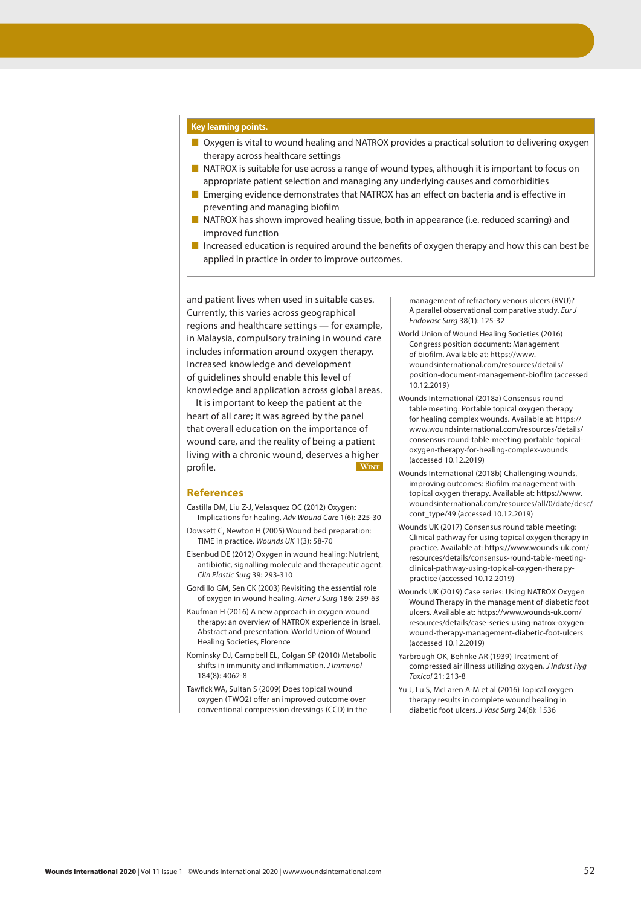**Key learning points.**

- Oxygen is vital to wound healing and NATROX provides a practical solution to delivering oxygen therapy across healthcare settings
- NATROX is suitable for use across a range of wound types, although it is important to focus on appropriate patient selection and managing any underlying causes and comorbidities
- Emerging evidence demonstrates that NATROX has an effect on bacteria and is effective in preventing and managing biofilm
- NATROX has shown improved healing tissue, both in appearance (i.e. reduced scarring) and improved function
- Increased education is required around the benefits of oxygen therapy and how this can best be applied in practice in order to improve outcomes.

and patient lives when used in suitable cases. Currently, this varies across geographical regions and healthcare settings — for example, in Malaysia, compulsory training in wound care includes information around oxygen therapy. Increased knowledge and development of guidelines should enable this level of knowledge and application across global areas.

It is important to keep the patient at the heart of all care; it was agreed by the panel that overall education on the importance of wound care, and the reality of being a patient living with a chronic wound, deserves a higher profile. WINT

## References

Castilla DM, Liu Z-J, Velasquez OC (2012) Oxygen: Implications for healing. *Adv Wound Care* 1(6): 225-30

Dowsett C, Newton H (2005) Wound bed preparation: TIME in practice. *Wounds UK* 1(3): 58-70

Eisenbud DE (2012) Oxygen in wound healing: Nutrient, antibiotic, signalling molecule and therapeutic agent. *Clin Plastic Surg* 39: 293-310

Gordillo GM, Sen CK (2003) Revisiting the essential role of oxygen in wound healing. *Amer J Surg* 186: 259-63

Kaufman H (2016) A new approach in oxygen wound therapy: an overview of NATROX experience in Israel. Abstract and presentation. World Union of Wound Healing Societies, Florence

Kominsky DJ, Campbell EL, Colgan SP (2010) Metabolic shifts in immunity and inflammation. *J Immunol* 184(8): 4062-8

Tawfick WA, Sultan S (2009) Does topical wound oxygen (TWO2) offer an improved outcome over conventional compression dressings (CCD) in the management of refractory venous ulcers (RVU)? A parallel observational comparative study. *Eur J Endovasc Surg* 38(1): 125-32

World Union of Wound Healing Societies (2016) Congress position document: Management of biofilm. Available at: https://www.woundsinternational.com/resources/details/position-document-management-biofilm (accessed 10.12.2019)

Wounds International (2018a) Consensus round table meeting: Portable topical oxygen therapy for healing complex wounds. Available at: https://www.woundsinternational.com/resources/details/consensus-round-table-meeting-portable-topical-oxygen-therapy-for-healing-complex-wounds (accessed 10.12.2019)

Wounds International (2018b) Challenging wounds, improving outcomes: Biofilm management with topical oxygen therapy. Available at: https://www.woundsinternational.com/resources/all/0/date/desc/cont_type/49 (accessed 10.12.2019)

Wounds UK (2017) Consensus round table meeting: Clinical pathway for using topical oxygen therapy in practice. Available at: https://www.wounds-uk.com/resources/details/consensus-round-table-meeting-clinical-pathway-using-topical-oxygen-therapy-practice (accessed 10.12.2019)

Wounds UK (2019) Case series: Using NATROX Oxygen Wound Therapy in the management of diabetic foot ulcers. Available at: https://www.wounds-uk.com/resources/details/case-series-using-natrox-oxygen-wound-therapy-management-diabetic-foot-ulcers (accessed 10.12.2019)

Yarbrough OK, Behnke AR (1939) Treatment of compressed air illness utilizing oxygen. *J Indust Hyg Toxicol* 21: 213-8

Yu J, Lu S, McLaren A-M et al (2016) Topical oxygen therapy results in complete wound healing in diabetic foot ulcers. *J Vasc Surg* 24(6): 1536